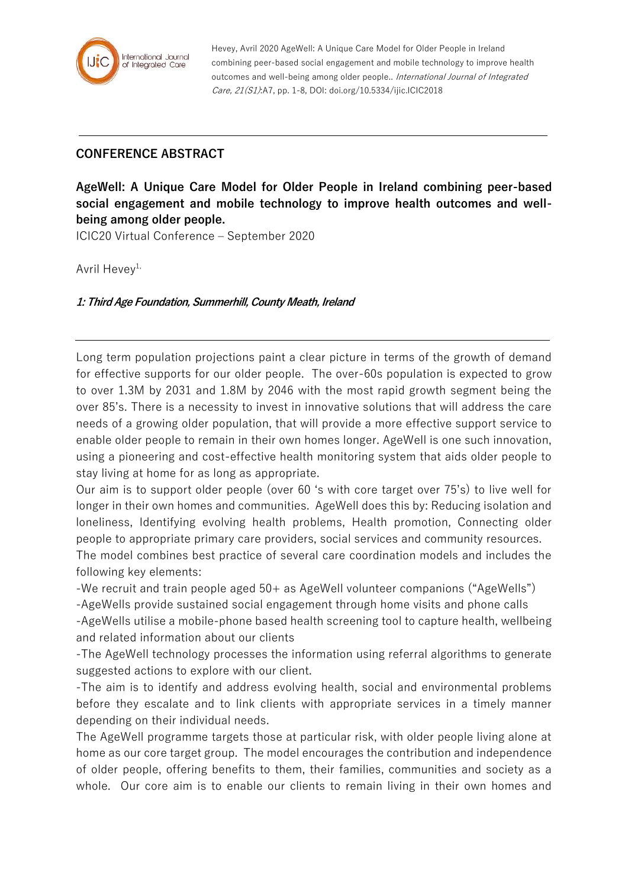Hevey, Avril 2020 AgeWell: A Unique Care Model for Older People in Ireland combining peer-based social engagement and mobile technology to improve health outcomes and well-being among older people.. *International Journal of Integrated Care, 21(S1)*:A7, pp. 1-8, DOI: doi.org/10.5334/ijic.ICIC2018

---

**CONFERENCE ABSTRACT**

## AgeWell: A Unique Care Model for Older People in Ireland combining peer-based social engagement and mobile technology to improve health outcomes and well-being among older people.

ICIC20 Virtual Conference – September 2020

Avril Hevey[1,]

***1: Third Age Foundation, Summerhill, County Meath, Ireland***

---

Long term population projections paint a clear picture in terms of the growth of demand for effective supports for our older people. The over-60s population is expected to grow to over 1.3M by 2031 and 1.8M by 2046 with the most rapid growth segment being the over 85's. There is a necessity to invest in innovative solutions that will address the care needs of a growing older population, that will provide a more effective support service to enable older people to remain in their own homes longer. AgeWell is one such innovation, using a pioneering and cost-effective health monitoring system that aids older people to stay living at home for as long as appropriate.

Our aim is to support older people (over 60 's with core target over 75's) to live well for longer in their own homes and communities. AgeWell does this by: Reducing isolation and loneliness, Identifying evolving health problems, Health promotion, Connecting older people to appropriate primary care providers, social services and community resources.

The model combines best practice of several care coordination models and includes the following key elements:

-We recruit and train people aged 50+ as AgeWell volunteer companions ("AgeWells")

-AgeWells provide sustained social engagement through home visits and phone calls

-AgeWells utilise a mobile-phone based health screening tool to capture health, wellbeing and related information about our clients

-The AgeWell technology processes the information using referral algorithms to generate suggested actions to explore with our client.

-The aim is to identify and address evolving health, social and environmental problems before they escalate and to link clients with appropriate services in a timely manner depending on their individual needs.

The AgeWell programme targets those at particular risk, with older people living alone at home as our core target group. The model encourages the contribution and independence of older people, offering benefits to them, their families, communities and society as a whole. Our core aim is to enable our clients to remain living in their own homes and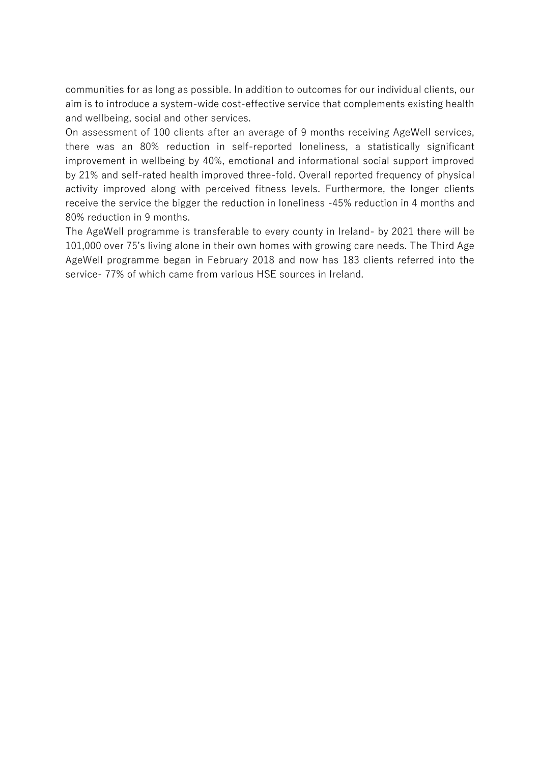communities for as long as possible. In addition to outcomes for our individual clients, our aim is to introduce a system-wide cost-effective service that complements existing health and wellbeing, social and other services.

On assessment of 100 clients after an average of 9 months receiving AgeWell services, there was an 80% reduction in self-reported loneliness, a statistically significant improvement in wellbeing by 40%, emotional and informational social support improved by 21% and self-rated health improved three-fold. Overall reported frequency of physical activity improved along with perceived fitness levels. Furthermore, the longer clients receive the service the bigger the reduction in loneliness -45% reduction in 4 months and 80% reduction in 9 months.

The AgeWell programme is transferable to every county in Ireland- by 2021 there will be 101,000 over 75's living alone in their own homes with growing care needs. The Third Age AgeWell programme began in February 2018 and now has 183 clients referred into the service- 77% of which came from various HSE sources in Ireland.